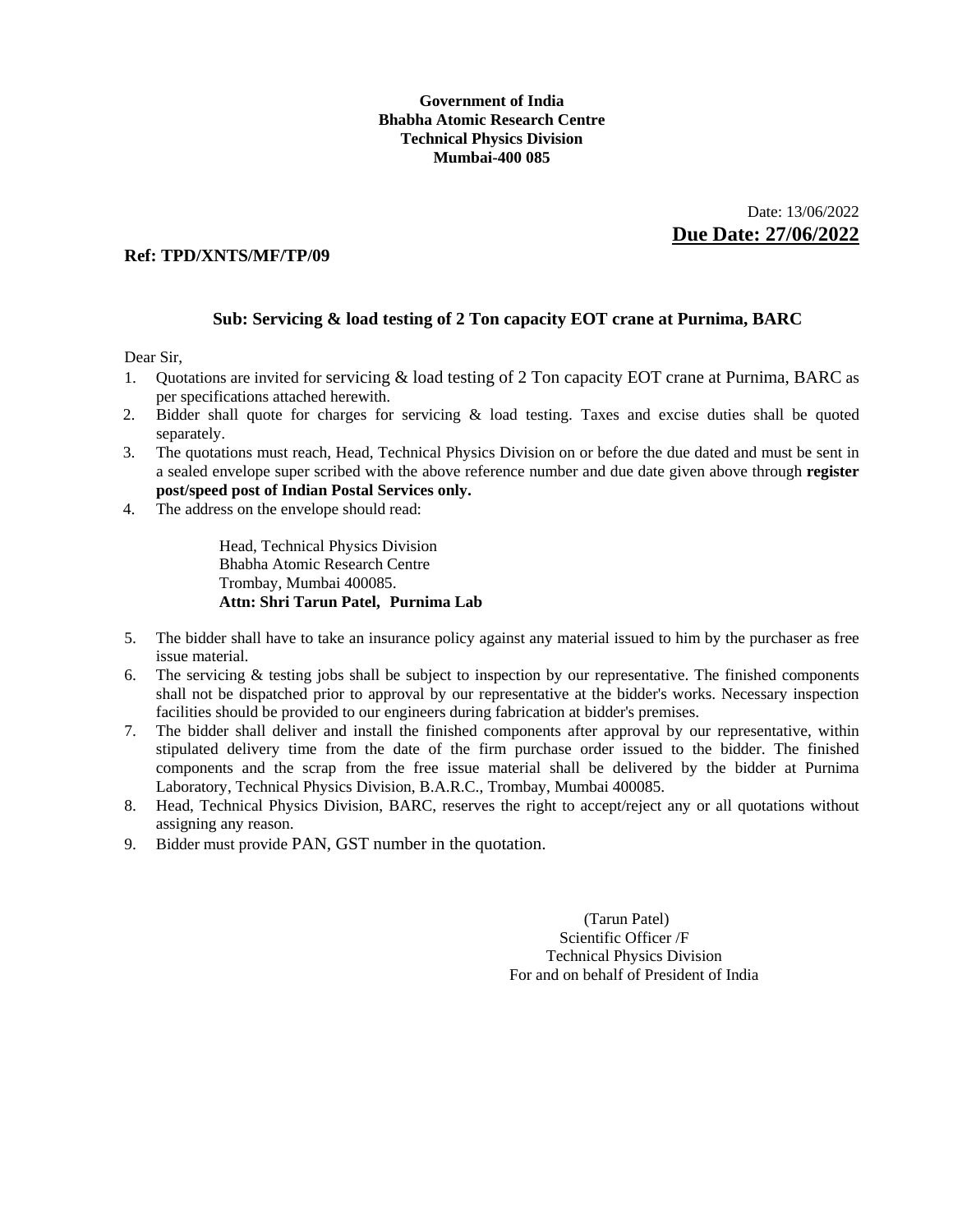**Government of India**
**Bhabha Atomic Research Centre**
**Technical Physics Division**
**Mumbai-400 085**

Date: 13/06/2022

**Due Date: 27/06/2022**

**Ref: TPD/XNTS/MF/TP/09**

**Sub: Servicing & load testing of 2 Ton capacity EOT crane at Purnima, BARC**

Dear Sir,

1. Quotations are invited for servicing & load testing of 2 Ton capacity EOT crane at Purnima, BARC as per specifications attached herewith.
2. Bidder shall quote for charges for servicing & load testing. Taxes and excise duties shall be quoted separately.
3. The quotations must reach, Head, Technical Physics Division on or before the due dated and must be sent in a sealed envelope super scribed with the above reference number and due date given above through **register post/speed post of Indian Postal Services only.**
4. The address on the envelope should read:

   Head, Technical Physics Division
   Bhabha Atomic Research Centre
   Trombay, Mumbai 400085.
   **Attn: Shri Tarun Patel, Purnima Lab**

5. The bidder shall have to take an insurance policy against any material issued to him by the purchaser as free issue material.
6. The servicing & testing jobs shall be subject to inspection by our representative. The finished components shall not be dispatched prior to approval by our representative at the bidder's works. Necessary inspection facilities should be provided to our engineers during fabrication at bidder's premises.
7. The bidder shall deliver and install the finished components after approval by our representative, within stipulated delivery time from the date of the firm purchase order issued to the bidder. The finished components and the scrap from the free issue material shall be delivered by the bidder at Purnima Laboratory, Technical Physics Division, B.A.R.C., Trombay, Mumbai 400085.
8. Head, Technical Physics Division, BARC, reserves the right to accept/reject any or all quotations without assigning any reason.
9. Bidder must provide PAN, GST number in the quotation.

(Tarun Patel)
Scientific Officer /F
Technical Physics Division
For and on behalf of President of India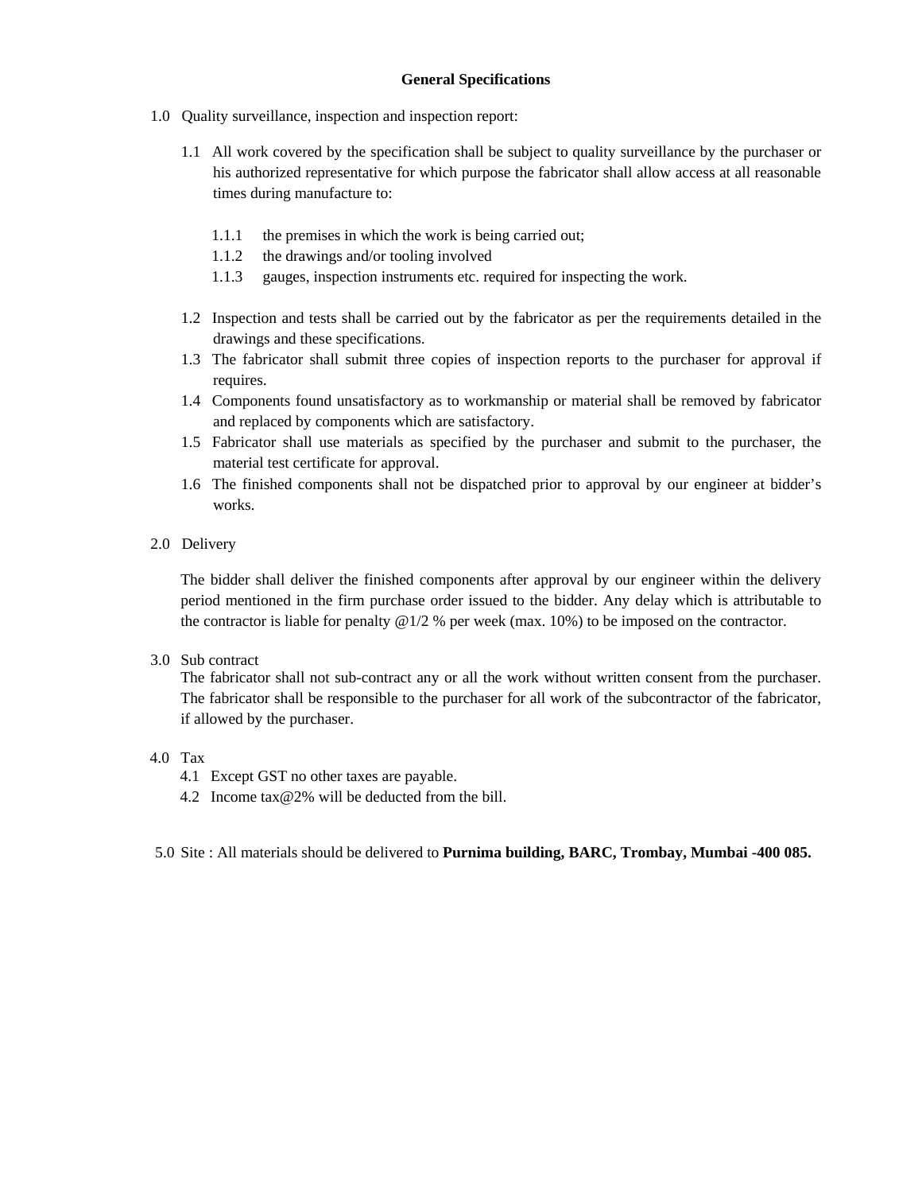# General Specifications

1.0 Quality surveillance, inspection and inspection report:

1.1 All work covered by the specification shall be subject to quality surveillance by the purchaser or his authorized representative for which purpose the fabricator shall allow access at all reasonable times during manufacture to:

1.1.1 the premises in which the work is being carried out;

1.1.2 the drawings and/or tooling involved

1.1.3 gauges, inspection instruments etc. required for inspecting the work.

1.2 Inspection and tests shall be carried out by the fabricator as per the requirements detailed in the drawings and these specifications.

1.3 The fabricator shall submit three copies of inspection reports to the purchaser for approval if requires.

1.4 Components found unsatisfactory as to workmanship or material shall be removed by fabricator and replaced by components which are satisfactory.

1.5 Fabricator shall use materials as specified by the purchaser and submit to the purchaser, the material test certificate for approval.

1.6 The finished components shall not be dispatched prior to approval by our engineer at bidder's works.

2.0 Delivery

The bidder shall deliver the finished components after approval by our engineer within the delivery period mentioned in the firm purchase order issued to the bidder. Any delay which is attributable to the contractor is liable for penalty @1/2 % per week (max. 10%) to be imposed on the contractor.

3.0 Sub contract

The fabricator shall not sub-contract any or all the work without written consent from the purchaser. The fabricator shall be responsible to the purchaser for all work of the subcontractor of the fabricator, if allowed by the purchaser.

4.0 Tax

4.1 Except GST no other taxes are payable.

4.2 Income tax@2% will be deducted from the bill.

5.0 Site : All materials should be delivered to **Purnima building, BARC, Trombay, Mumbai -400 085.**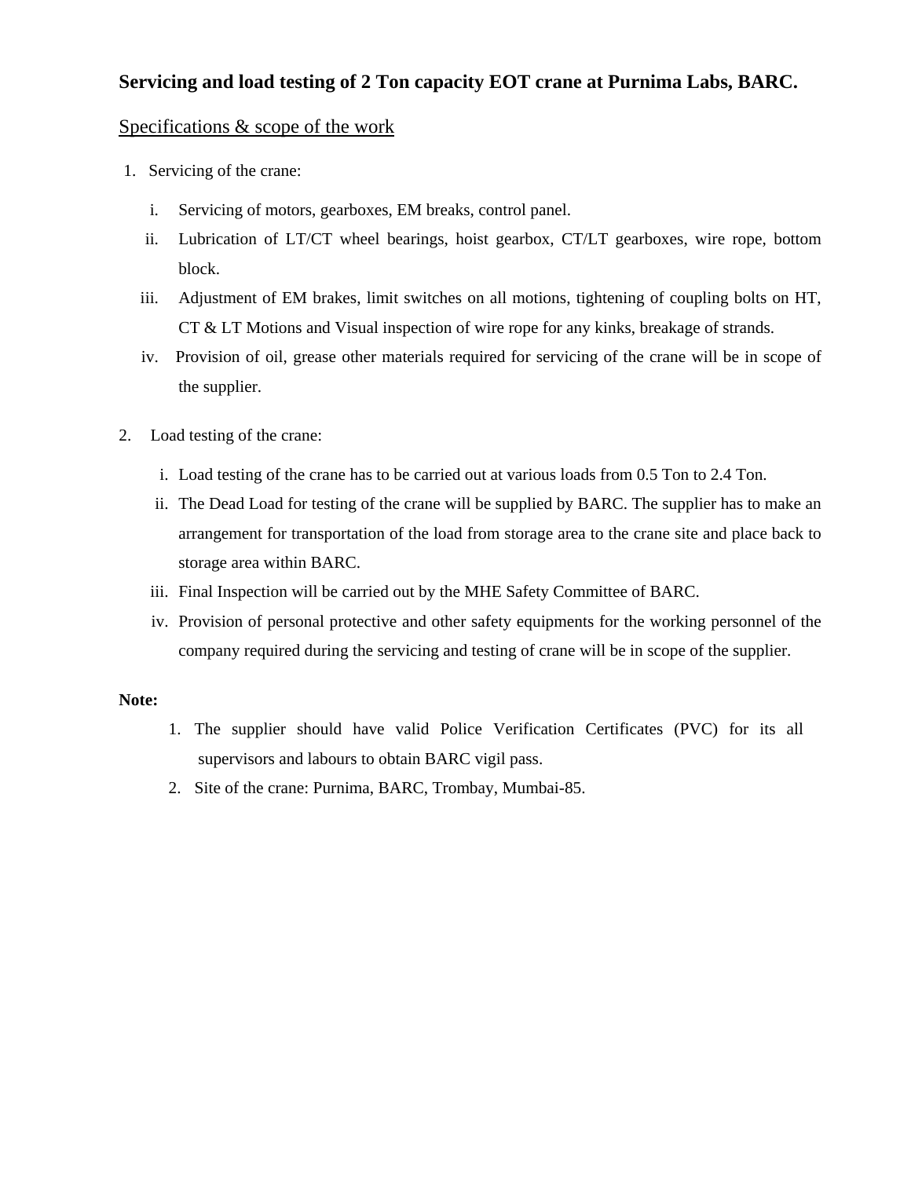# Servicing and load testing of 2 Ton capacity EOT crane at Purnima Labs, BARC.

## Specifications & scope of the work

1. Servicing of the crane:

   i. Servicing of motors, gearboxes, EM breaks, control panel.

   ii. Lubrication of LT/CT wheel bearings, hoist gearbox, CT/LT gearboxes, wire rope, bottom block.

   iii. Adjustment of EM brakes, limit switches on all motions, tightening of coupling bolts on HT, CT & LT Motions and Visual inspection of wire rope for any kinks, breakage of strands.

   iv. Provision of oil, grease other materials required for servicing of the crane will be in scope of the supplier.

2. Load testing of the crane:

   i. Load testing of the crane has to be carried out at various loads from 0.5 Ton to 2.4 Ton.

   ii. The Dead Load for testing of the crane will be supplied by BARC. The supplier has to make an arrangement for transportation of the load from storage area to the crane site and place back to storage area within BARC.

   iii. Final Inspection will be carried out by the MHE Safety Committee of BARC.

   iv. Provision of personal protective and other safety equipments for the working personnel of the company required during the servicing and testing of crane will be in scope of the supplier.

**Note:**

1. The supplier should have valid Police Verification Certificates (PVC) for its all supervisors and labours to obtain BARC vigil pass.
2. Site of the crane: Purnima, BARC, Trombay, Mumbai-85.